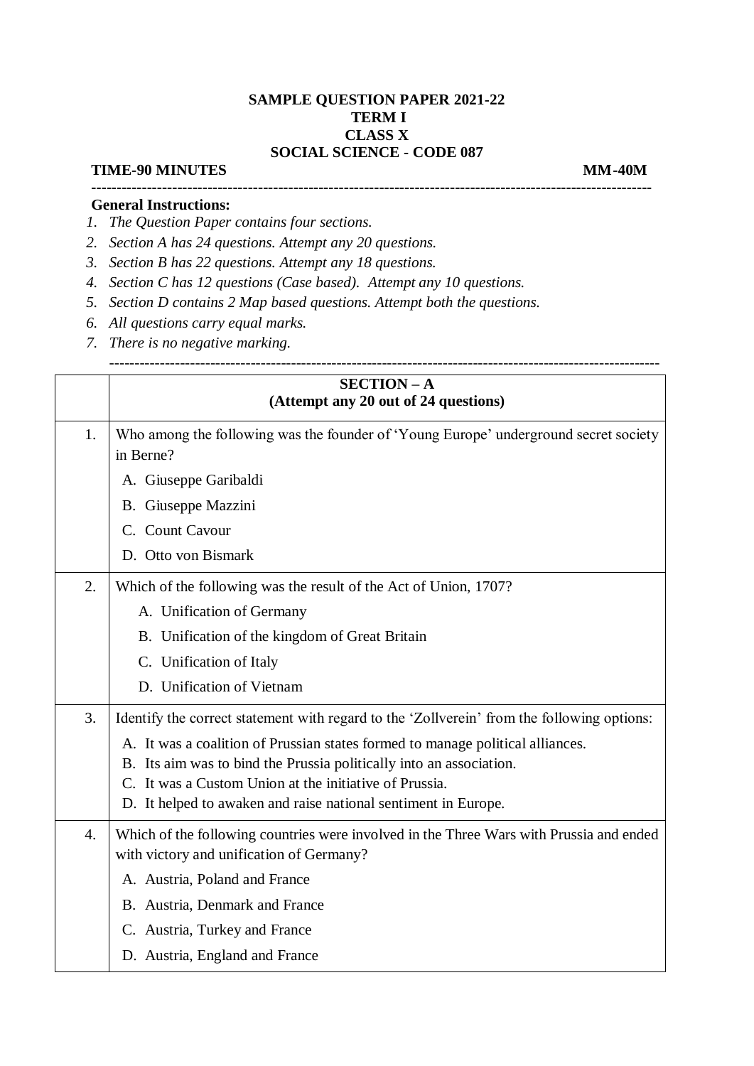# SAMPLE QUESTION PAPER 2021-22
## TERM I
## CLASS X
## SOCIAL SCIENCE - CODE 087

**TIME-90 MINUTES** **MM-40M**

---

**General Instructions:**

1. *The Question Paper contains four sections.*
2. *Section A has 24 questions. Attempt any 20 questions.*
3. *Section B has 22 questions. Attempt any 18 questions.*
4. *Section C has 12 questions (Case based). Attempt any 10 questions.*
5. *Section D contains 2 Map based questions. Attempt both the questions.*
6. *All questions carry equal marks.*
7. *There is no negative marking.*

---

| | **SECTION – A**<br>**(Attempt any 20 out of 24 questions)** |
|---|---|
| 1. | Who among the following was the founder of 'Young Europe' underground secret society in Berne?<br>A. Giuseppe Garibaldi<br>B. Giuseppe Mazzini<br>C. Count Cavour<br>D. Otto von Bismark |
| 2. | Which of the following was the result of the Act of Union, 1707?<br>A. Unification of Germany<br>B. Unification of the kingdom of Great Britain<br>C. Unification of Italy<br>D. Unification of Vietnam |
| 3. | Identify the correct statement with regard to the 'Zollverein' from the following options:<br>A. It was a coalition of Prussian states formed to manage political alliances.<br>B. Its aim was to bind the Prussia politically into an association.<br>C. It was a Custom Union at the initiative of Prussia.<br>D. It helped to awaken and raise national sentiment in Europe. |
| 4. | Which of the following countries were involved in the Three Wars with Prussia and ended with victory and unification of Germany?<br>A. Austria, Poland and France<br>B. Austria, Denmark and France<br>C. Austria, Turkey and France<br>D. Austria, England and France |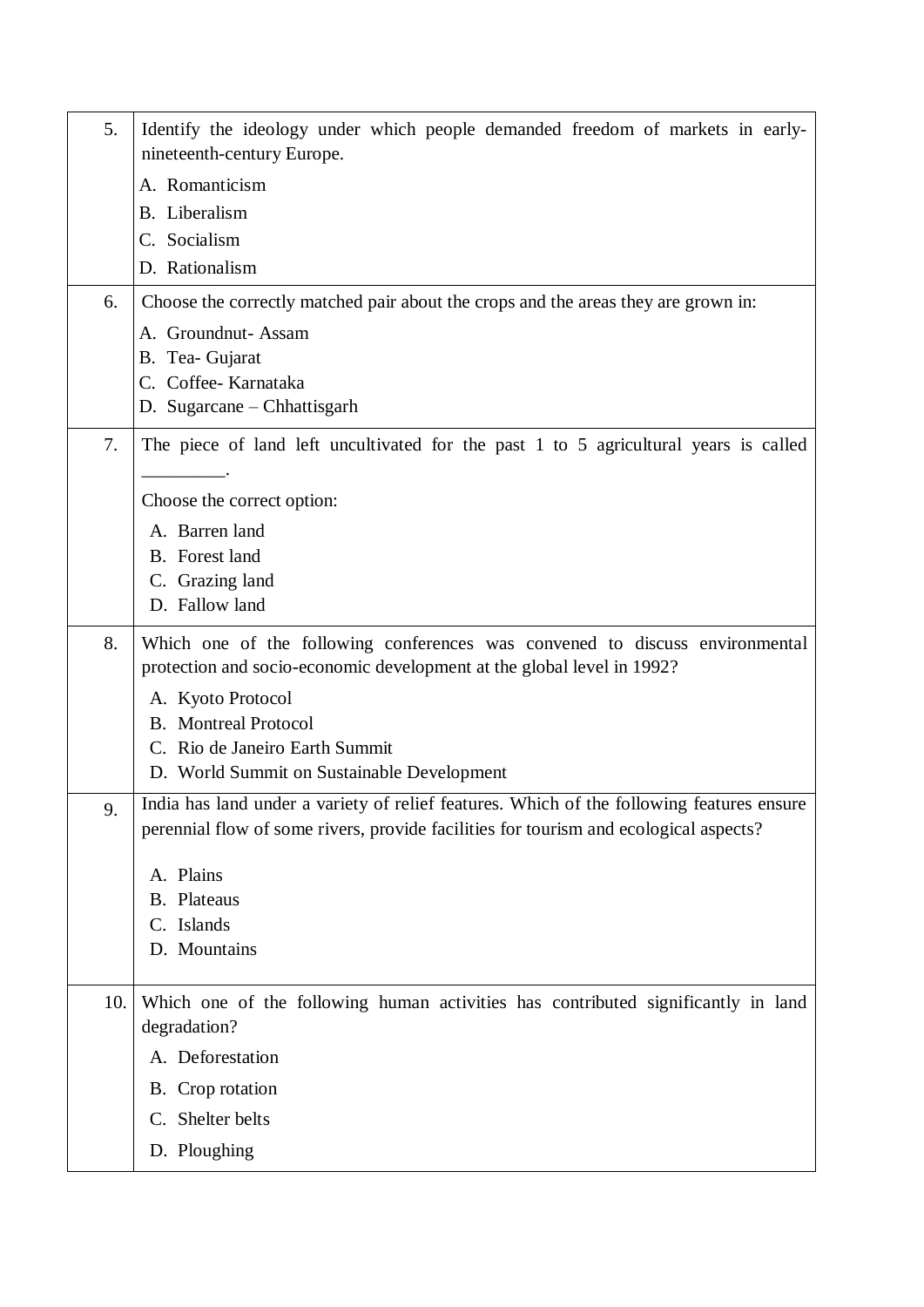| | |
|---|---|
| 5. | Identify the ideology under which people demanded freedom of markets in early-nineteenth-century Europe.<br>A. Romanticism<br>B. Liberalism<br>C. Socialism<br>D. Rationalism |
| 6. | Choose the correctly matched pair about the crops and the areas they are grown in:<br>A. Groundnut- Assam<br>B. Tea- Gujarat<br>C. Coffee- Karnataka<br>D. Sugarcane – Chhattisgarh |
| 7. | The piece of land left uncultivated for the past 1 to 5 agricultural years is called _________.<br>Choose the correct option:<br>A. Barren land<br>B. Forest land<br>C. Grazing land<br>D. Fallow land |
| 8. | Which one of the following conferences was convened to discuss environmental protection and socio-economic development at the global level in 1992?<br>A. Kyoto Protocol<br>B. Montreal Protocol<br>C. Rio de Janeiro Earth Summit<br>D. World Summit on Sustainable Development |
| 9. | India has land under a variety of relief features. Which of the following features ensure perennial flow of some rivers, provide facilities for tourism and ecological aspects?<br>A. Plains<br>B. Plateaus<br>C. Islands<br>D. Mountains |
| 10. | Which one of the following human activities has contributed significantly in land degradation?<br>A. Deforestation<br>B. Crop rotation<br>C. Shelter belts<br>D. Ploughing |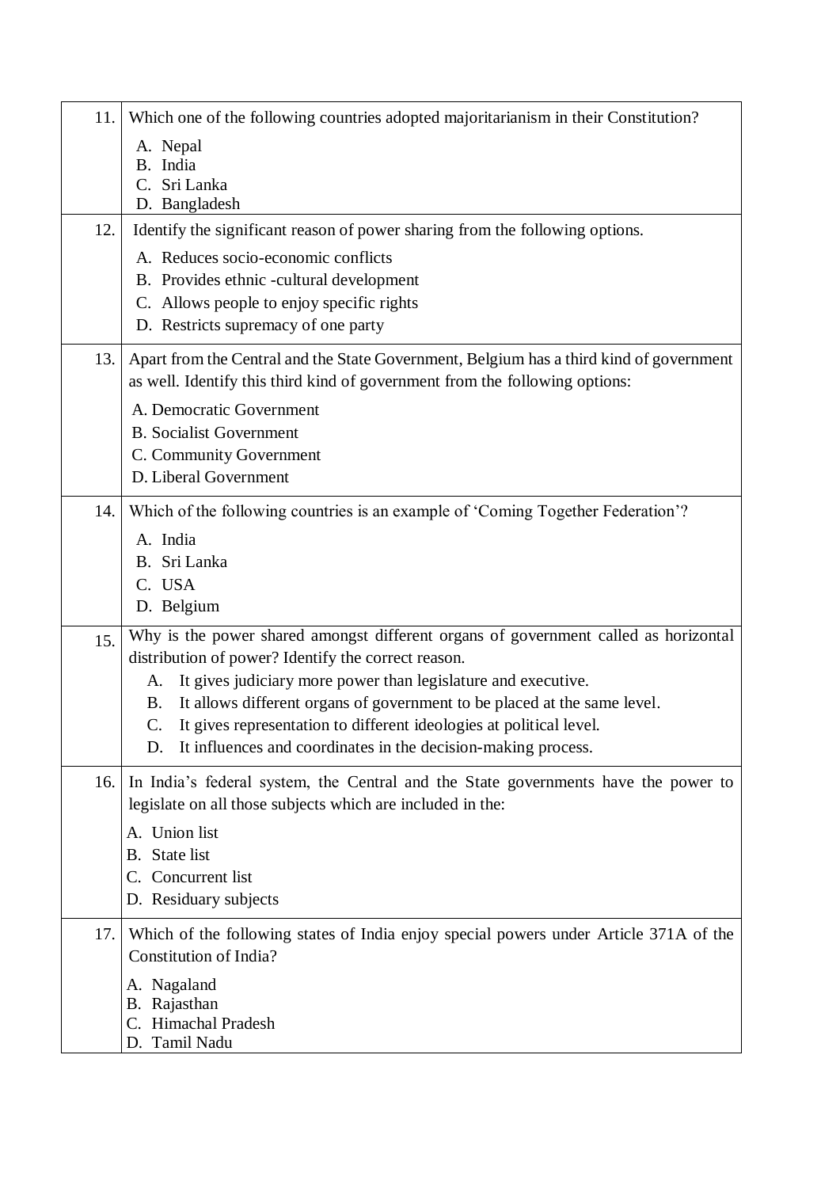| | |
|---|---|
| 11. | Which one of the following countries adopted majoritarianism in their Constitution?<br>A. Nepal<br>B. India<br>C. Sri Lanka<br>D. Bangladesh |
| 12. | Identify the significant reason of power sharing from the following options.<br>A. Reduces socio-economic conflicts<br>B. Provides ethnic -cultural development<br>C. Allows people to enjoy specific rights<br>D. Restricts supremacy of one party |
| 13. | Apart from the Central and the State Government, Belgium has a third kind of government as well. Identify this third kind of government from the following options:<br>A. Democratic Government<br>B. Socialist Government<br>C. Community Government<br>D. Liberal Government |
| 14. | Which of the following countries is an example of 'Coming Together Federation'?<br>A. India<br>B. Sri Lanka<br>C. USA<br>D. Belgium |
| 15. | Why is the power shared amongst different organs of government called as horizontal distribution of power? Identify the correct reason.<br>A. It gives judiciary more power than legislature and executive.<br>B. It allows different organs of government to be placed at the same level.<br>C. It gives representation to different ideologies at political level.<br>D. It influences and coordinates in the decision-making process. |
| 16. | In India's federal system, the Central and the State governments have the power to legislate on all those subjects which are included in the:<br>A. Union list<br>B. State list<br>C. Concurrent list<br>D. Residuary subjects |
| 17. | Which of the following states of India enjoy special powers under Article 371A of the Constitution of India?<br>A. Nagaland<br>B. Rajasthan<br>C. Himachal Pradesh<br>D. Tamil Nadu |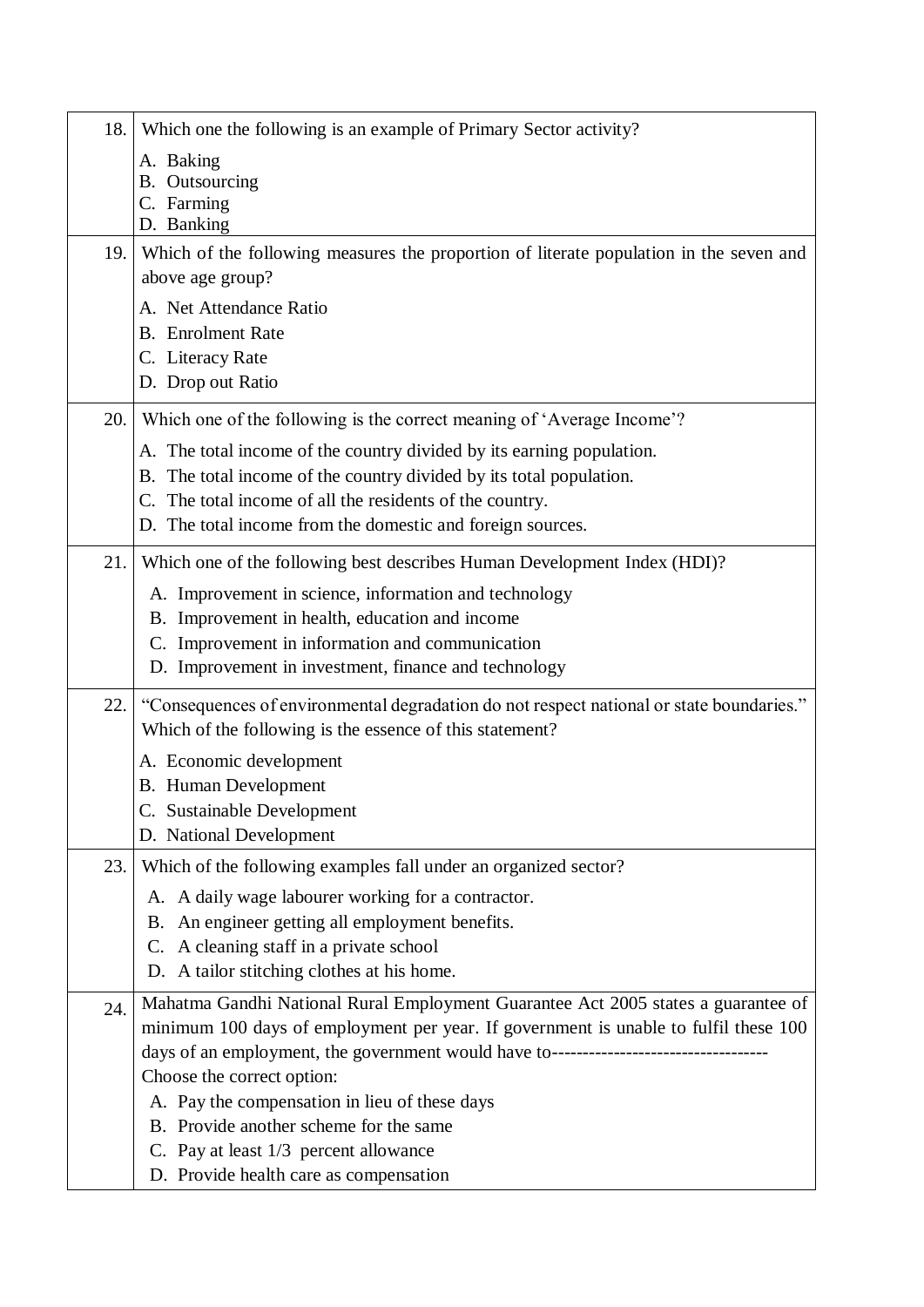| | |
|---|---|
| 18. | Which one the following is an example of Primary Sector activity?<br>A. Baking<br>B. Outsourcing<br>C. Farming<br>D. Banking |
| 19. | Which of the following measures the proportion of literate population in the seven and above age group?<br>A. Net Attendance Ratio<br>B. Enrolment Rate<br>C. Literacy Rate<br>D. Drop out Ratio |
| 20. | Which one of the following is the correct meaning of 'Average Income'?<br>A. The total income of the country divided by its earning population.<br>B. The total income of the country divided by its total population.<br>C. The total income of all the residents of the country.<br>D. The total income from the domestic and foreign sources. |
| 21. | Which one of the following best describes Human Development Index (HDI)?<br>A. Improvement in science, information and technology<br>B. Improvement in health, education and income<br>C. Improvement in information and communication<br>D. Improvement in investment, finance and technology |
| 22. | "Consequences of environmental degradation do not respect national or state boundaries." Which of the following is the essence of this statement?<br>A. Economic development<br>B. Human Development<br>C. Sustainable Development<br>D. National Development |
| 23. | Which of the following examples fall under an organized sector?<br>A. A daily wage labourer working for a contractor.<br>B. An engineer getting all employment benefits.<br>C. A cleaning staff in a private school<br>D. A tailor stitching clothes at his home. |
| 24. | Mahatma Gandhi National Rural Employment Guarantee Act 2005 states a guarantee of minimum 100 days of employment per year. If government is unable to fulfil these 100 days of an employment, the government would have to----------------------------------<br>Choose the correct option:<br>A. Pay the compensation in lieu of these days<br>B. Provide another scheme for the same<br>C. Pay at least 1/3 percent allowance<br>D. Provide health care as compensation |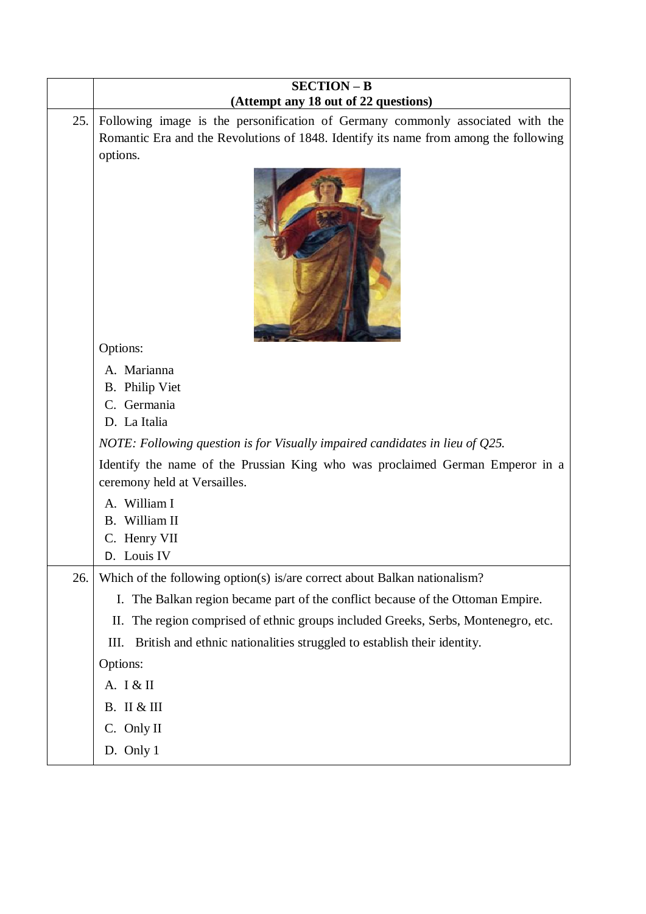**SECTION – B**
**(Attempt any 18 out of 22 questions)**

25. Following image is the personification of Germany commonly associated with the Romantic Era and the Revolutions of 1848. Identify its name from among the following options.

Options:

A. Marianna
B. Philip Viet
C. Germania
D. La Italia

*NOTE: Following question is for Visually impaired candidates in lieu of Q25.*

Identify the name of the Prussian King who was proclaimed German Emperor in a ceremony held at Versailles.

A. William I
B. William II
C. Henry VII
D. Louis IV

26. Which of the following option(s) is/are correct about Balkan nationalism?

I. The Balkan region became part of the conflict because of the Ottoman Empire.
II. The region comprised of ethnic groups included Greeks, Serbs, Montenegro, etc.
III. British and ethnic nationalities struggled to establish their identity.

Options:

A. I & II
B. II & III
C. Only II
D. Only 1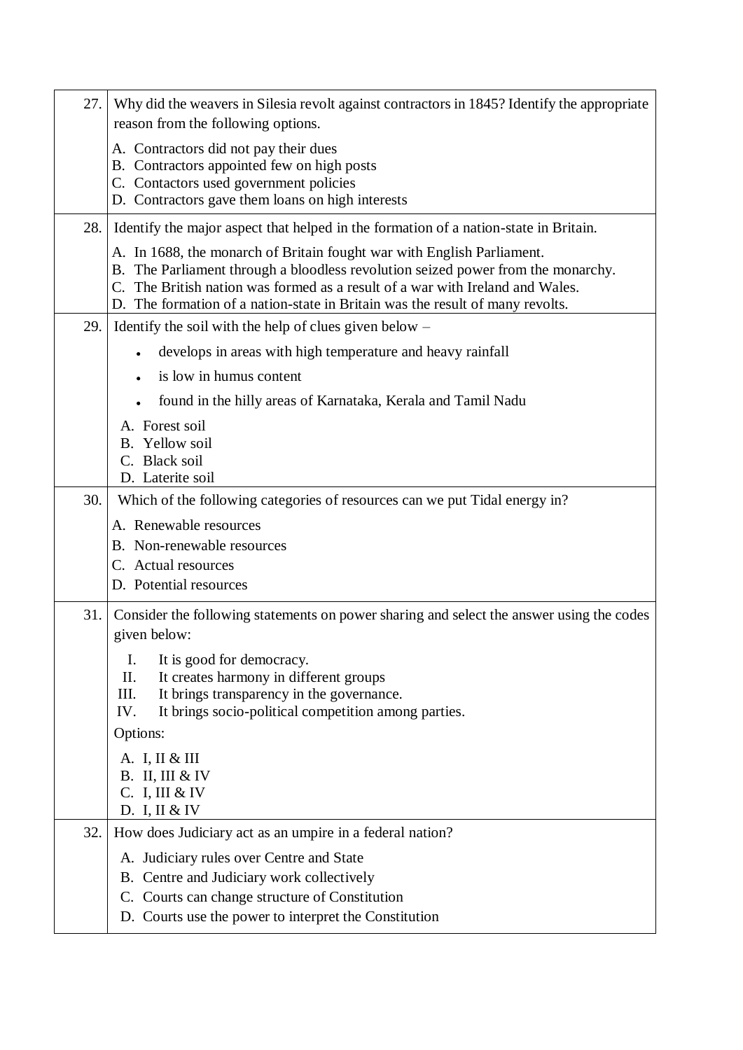27. Why did the weavers in Silesia revolt against contractors in 1845? Identify the appropriate reason from the following options.

A. Contractors did not pay their dues
B. Contractors appointed few on high posts
C. Contactors used government policies
D. Contractors gave them loans on high interests

28. Identify the major aspect that helped in the formation of a nation-state in Britain.

A. In 1688, the monarch of Britain fought war with English Parliament.
B. The Parliament through a bloodless revolution seized power from the monarchy.
C. The British nation was formed as a result of a war with Ireland and Wales.
D. The formation of a nation-state in Britain was the result of many revolts.

29. Identify the soil with the help of clues given below –

- develops in areas with high temperature and heavy rainfall
- is low in humus content
- found in the hilly areas of Karnataka, Kerala and Tamil Nadu

A. Forest soil
B. Yellow soil
C. Black soil
D. Laterite soil

30. Which of the following categories of resources can we put Tidal energy in?

A. Renewable resources
B. Non-renewable resources
C. Actual resources
D. Potential resources

31. Consider the following statements on power sharing and select the answer using the codes given below:

I. It is good for democracy.
II. It creates harmony in different groups
III. It brings transparency in the governance.
IV. It brings socio-political competition among parties.

Options:

A. I, II & III
B. II, III & IV
C. I, III & IV
D. I, II & IV

32. How does Judiciary act as an umpire in a federal nation?

A. Judiciary rules over Centre and State
B. Centre and Judiciary work collectively
C. Courts can change structure of Constitution
D. Courts use the power to interpret the Constitution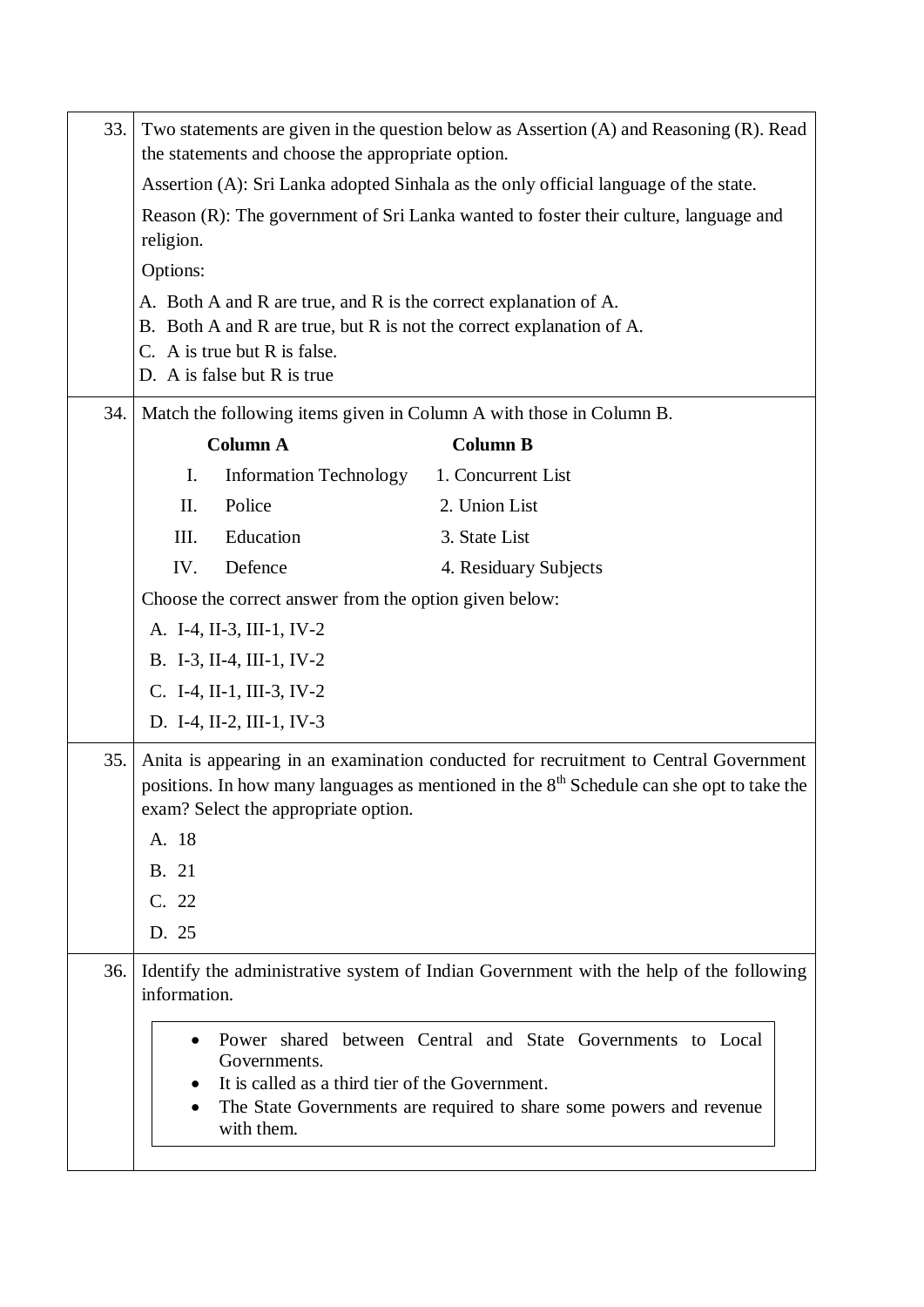33. Two statements are given in the question below as Assertion (A) and Reasoning (R). Read the statements and choose the appropriate option.

Assertion (A): Sri Lanka adopted Sinhala as the only official language of the state.

Reason (R): The government of Sri Lanka wanted to foster their culture, language and religion.

Options:

A. Both A and R are true, and R is the correct explanation of A.
B. Both A and R are true, but R is not the correct explanation of A.
C. A is true but R is false.
D. A is false but R is true

34. Match the following items given in Column A with those in Column B.

| | Column A | Column B |
|---|---|---|
| I. | Information Technology | 1. Concurrent List |
| II. | Police | 2. Union List |
| III. | Education | 3. State List |
| IV. | Defence | 4. Residuary Subjects |

Choose the correct answer from the option given below:

A. I-4, II-3, III-1, IV-2
B. I-3, II-4, III-1, IV-2
C. I-4, II-1, III-3, IV-2
D. I-4, II-2, III-1, IV-3

35. Anita is appearing in an examination conducted for recruitment to Central Government positions. In how many languages as mentioned in the 8th Schedule can she opt to take the exam? Select the appropriate option.

A. 18
B. 21
C. 22
D. 25

36. Identify the administrative system of Indian Government with the help of the following information.

- Power shared between Central and State Governments to Local Governments.
- It is called as a third tier of the Government.
- The State Governments are required to share some powers and revenue with them.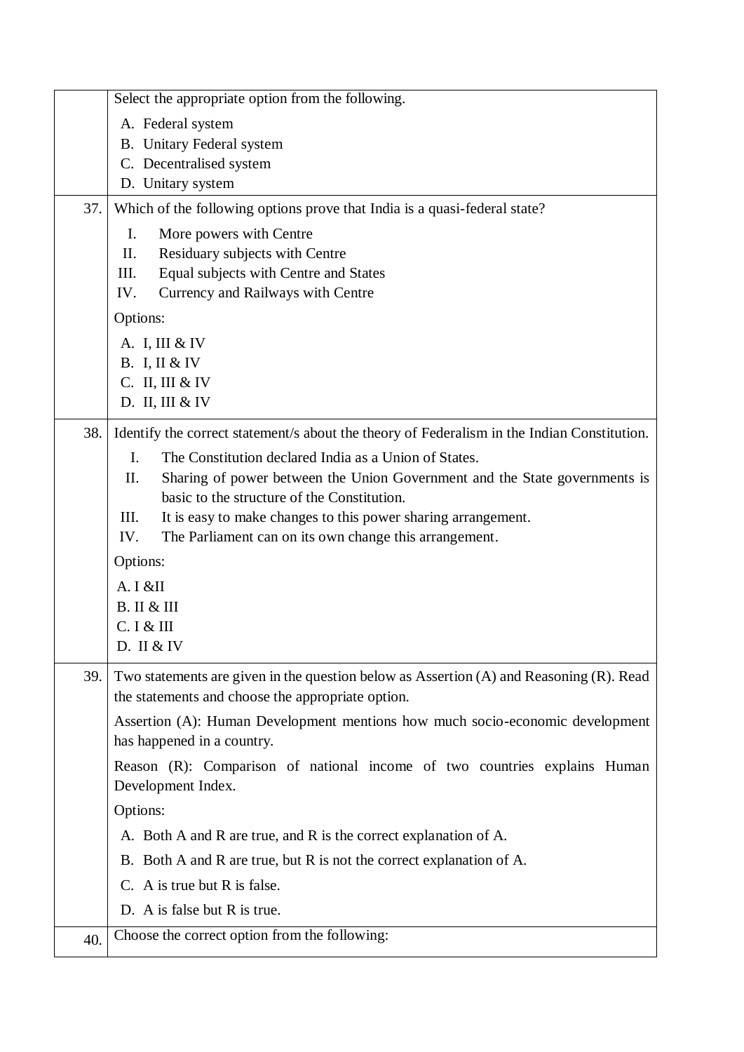Select the appropriate option from the following.

A. Federal system
B. Unitary Federal system
C. Decentralised system
D. Unitary system

**37.** Which of the following options prove that India is a quasi-federal state?

I. More powers with Centre
II. Residuary subjects with Centre
III. Equal subjects with Centre and States
IV. Currency and Railways with Centre

Options:

A. I, III & IV
B. I, II & IV
C. II, III & IV
D. II, III & IV

**38.** Identify the correct statement/s about the theory of Federalism in the Indian Constitution.

I. The Constitution declared India as a Union of States.
II. Sharing of power between the Union Government and the State governments is basic to the structure of the Constitution.
III. It is easy to make changes to this power sharing arrangement.
IV. The Parliament can on its own change this arrangement.

Options:

A. I &II
B. II & III
C. I & III
D. II & IV

**39.** Two statements are given in the question below as Assertion (A) and Reasoning (R). Read the statements and choose the appropriate option.

Assertion (A): Human Development mentions how much socio-economic development has happened in a country.

Reason (R): Comparison of national income of two countries explains Human Development Index.

Options:

A. Both A and R are true, and R is the correct explanation of A.
B. Both A and R are true, but R is not the correct explanation of A.
C. A is true but R is false.
D. A is false but R is true.

**40.** Choose the correct option from the following: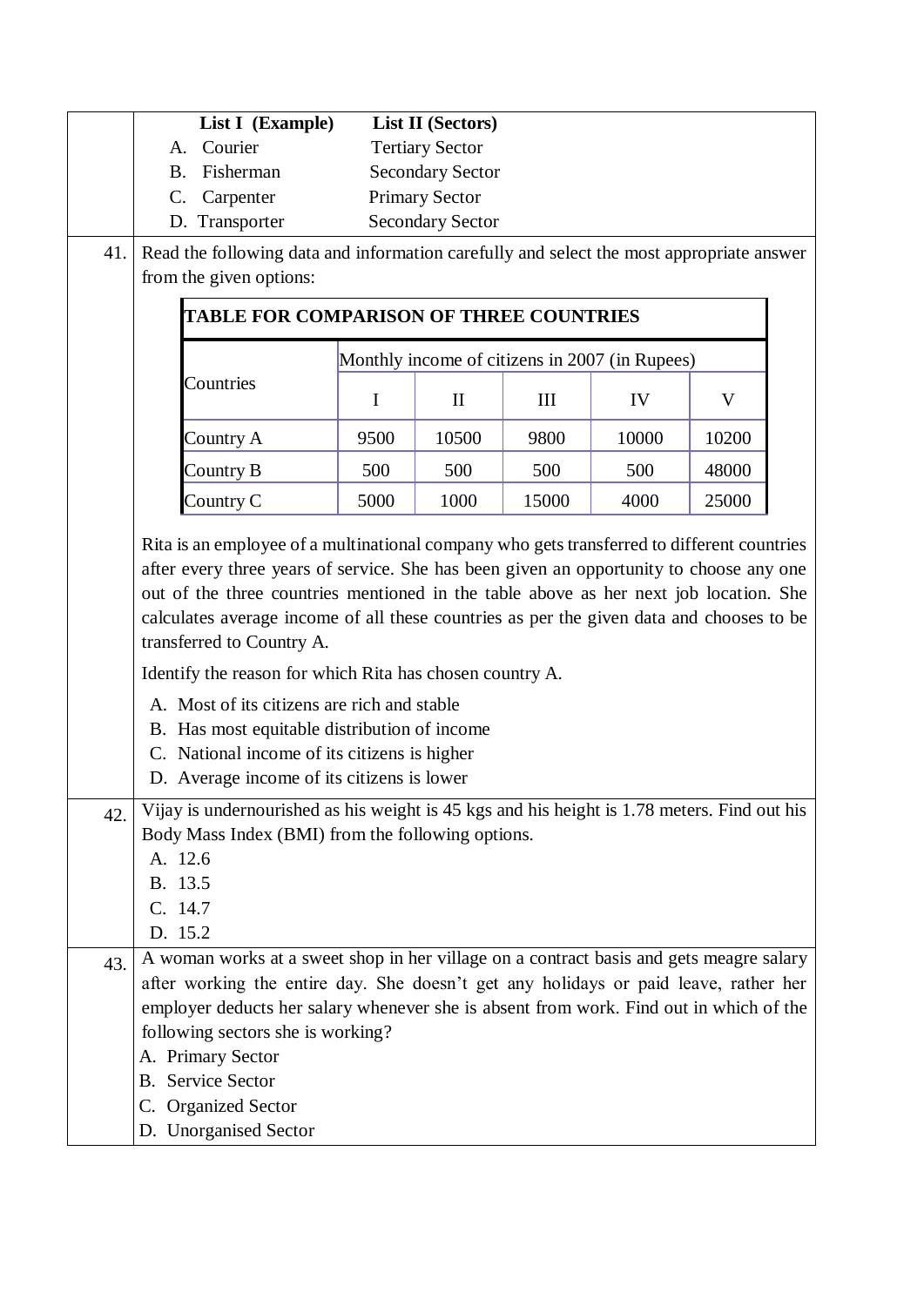| List I (Example) | List II (Sectors) |
|---|---|
| A. Courier | Tertiary Sector |
| B. Fisherman | Secondary Sector |
| C. Carpenter | Primary Sector |
| D. Transporter | Secondary Sector |

41. Read the following data and information carefully and select the most appropriate answer from the given options:

**TABLE FOR COMPARISON OF THREE COUNTRIES**

| Countries | Monthly income of citizens in 2007 (in Rupees) | | | | |
|---|---|---|---|---|---|
| | I | II | III | IV | V |
| Country A | 9500 | 10500 | 9800 | 10000 | 10200 |
| Country B | 500 | 500 | 500 | 500 | 48000 |
| Country C | 5000 | 1000 | 15000 | 4000 | 25000 |

Rita is an employee of a multinational company who gets transferred to different countries after every three years of service. She has been given an opportunity to choose any one out of the three countries mentioned in the table above as her next job location. She calculates average income of all these countries as per the given data and chooses to be transferred to Country A.

Identify the reason for which Rita has chosen country A.

A. Most of its citizens are rich and stable
B. Has most equitable distribution of income
C. National income of its citizens is higher
D. Average income of its citizens is lower

42. Vijay is undernourished as his weight is 45 kgs and his height is 1.78 meters. Find out his Body Mass Index (BMI) from the following options.

A. 12.6
B. 13.5
C. 14.7
D. 15.2

43. A woman works at a sweet shop in her village on a contract basis and gets meagre salary after working the entire day. She doesn't get any holidays or paid leave, rather her employer deducts her salary whenever she is absent from work. Find out in which of the following sectors she is working?

A. Primary Sector
B. Service Sector
C. Organized Sector
D. Unorganised Sector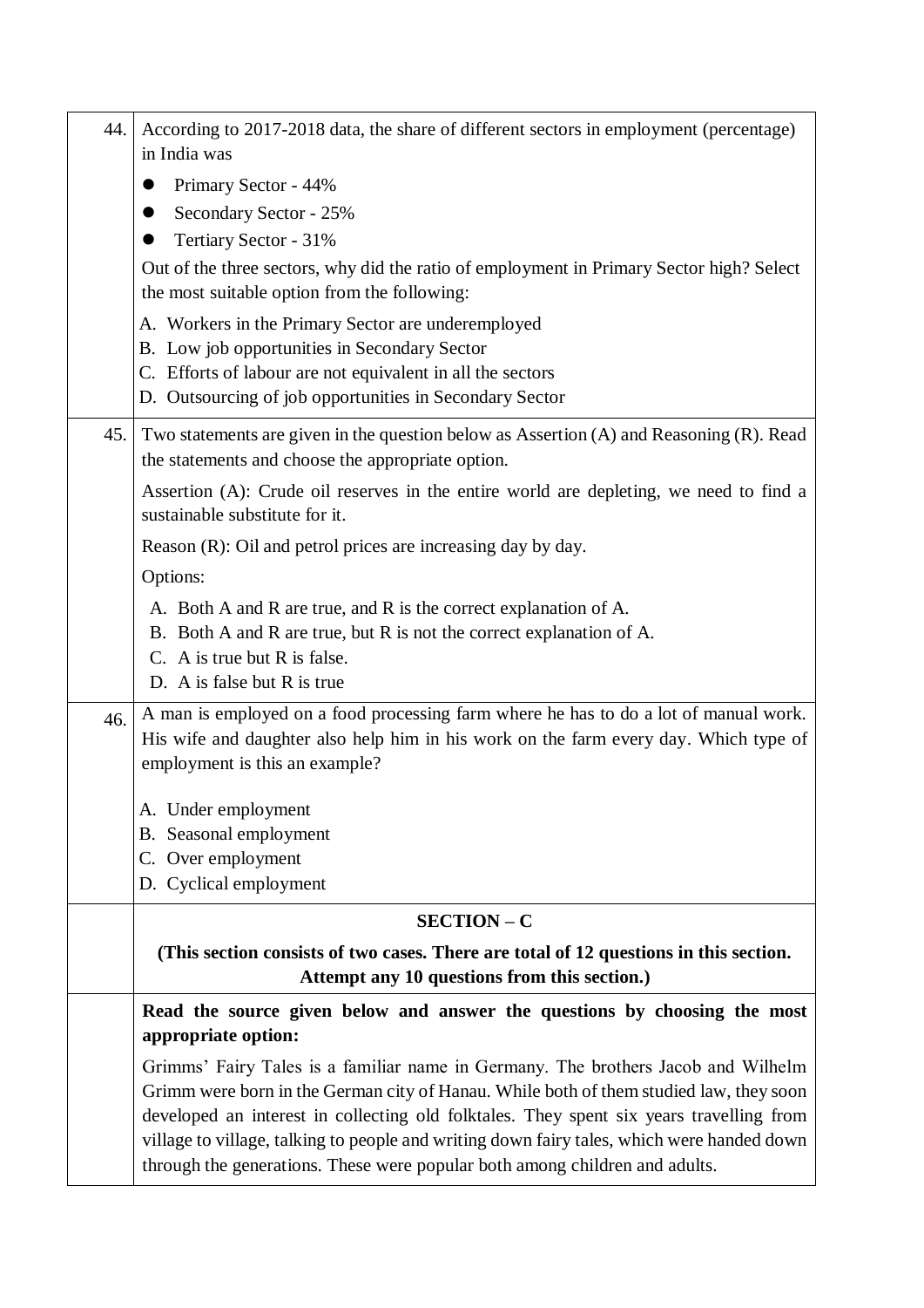44. According to 2017-2018 data, the share of different sectors in employment (percentage) in India was

- Primary Sector - 44%
- Secondary Sector - 25%
- Tertiary Sector - 31%

Out of the three sectors, why did the ratio of employment in Primary Sector high? Select the most suitable option from the following:

A. Workers in the Primary Sector are underemployed
B. Low job opportunities in Secondary Sector
C. Efforts of labour are not equivalent in all the sectors
D. Outsourcing of job opportunities in Secondary Sector

45. Two statements are given in the question below as Assertion (A) and Reasoning (R). Read the statements and choose the appropriate option.

Assertion (A): Crude oil reserves in the entire world are depleting, we need to find a sustainable substitute for it.

Reason (R): Oil and petrol prices are increasing day by day.

Options:

A. Both A and R are true, and R is the correct explanation of A.
B. Both A and R are true, but R is not the correct explanation of A.
C. A is true but R is false.
D. A is false but R is true

46. A man is employed on a food processing farm where he has to do a lot of manual work. His wife and daughter also help him in his work on the farm every day. Which type of employment is this an example?

A. Under employment
B. Seasonal employment
C. Over employment
D. Cyclical employment

## SECTION – C

**(This section consists of two cases. There are total of 12 questions in this section. Attempt any 10 questions from this section.)**

**Read the source given below and answer the questions by choosing the most appropriate option:**

Grimms' Fairy Tales is a familiar name in Germany. The brothers Jacob and Wilhelm Grimm were born in the German city of Hanau. While both of them studied law, they soon developed an interest in collecting old folktales. They spent six years travelling from village to village, talking to people and writing down fairy tales, which were handed down through the generations. These were popular both among children and adults.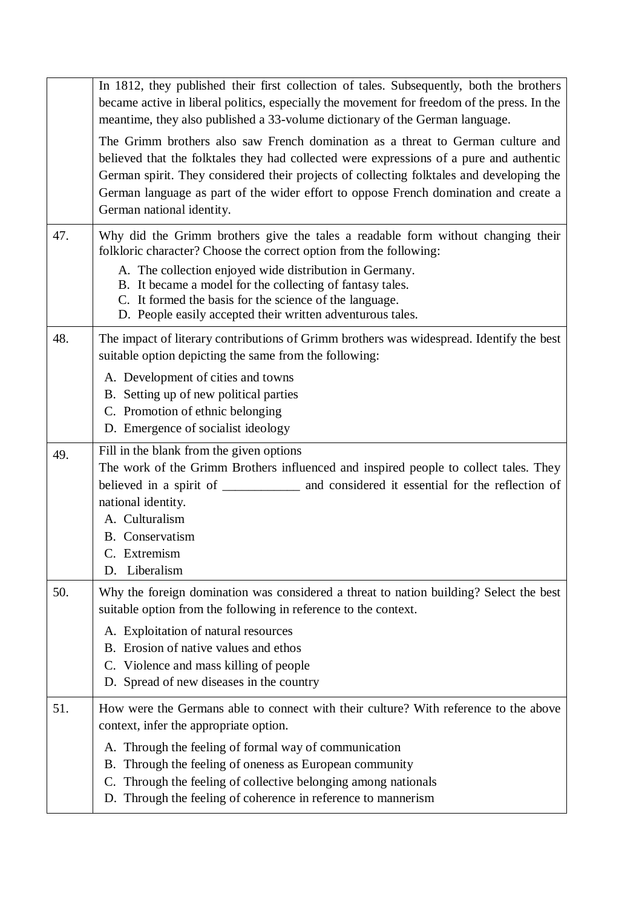|  |  |
|---|---|
|  | In 1812, they published their first collection of tales. Subsequently, both the brothers became active in liberal politics, especially the movement for freedom of the press. In the meantime, they also published a 33-volume dictionary of the German language.<br><br>The Grimm brothers also saw French domination as a threat to German culture and believed that the folktales they had collected were expressions of a pure and authentic German spirit. They considered their projects of collecting folktales and developing the German language as part of the wider effort to oppose French domination and create a German national identity. |
| 47. | Why did the Grimm brothers give the tales a readable form without changing their folkloric character? Choose the correct option from the following:<br>A. The collection enjoyed wide distribution in Germany.<br>B. It became a model for the collecting of fantasy tales.<br>C. It formed the basis for the science of the language.<br>D. People easily accepted their written adventurous tales. |
| 48. | The impact of literary contributions of Grimm brothers was widespread. Identify the best suitable option depicting the same from the following:<br>A. Development of cities and towns<br>B. Setting up of new political parties<br>C. Promotion of ethnic belonging<br>D. Emergence of socialist ideology |
| 49. | Fill in the blank from the given options<br>The work of the Grimm Brothers influenced and inspired people to collect tales. They believed in a spirit of ____________ and considered it essential for the reflection of national identity.<br>A. Culturalism<br>B. Conservatism<br>C. Extremism<br>D. Liberalism |
| 50. | Why the foreign domination was considered a threat to nation building? Select the best suitable option from the following in reference to the context.<br>A. Exploitation of natural resources<br>B. Erosion of native values and ethos<br>C. Violence and mass killing of people<br>D. Spread of new diseases in the country |
| 51. | How were the Germans able to connect with their culture? With reference to the above context, infer the appropriate option.<br>A. Through the feeling of formal way of communication<br>B. Through the feeling of oneness as European community<br>C. Through the feeling of collective belonging among nationals<br>D. Through the feeling of coherence in reference to mannerism |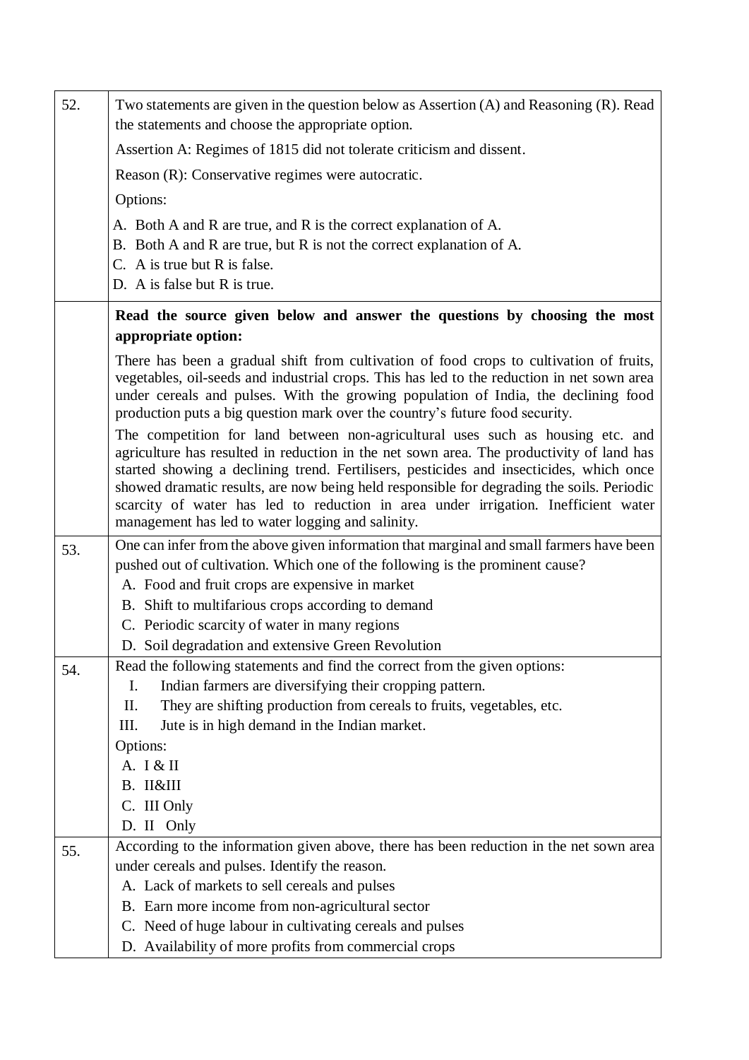52. Two statements are given in the question below as Assertion (A) and Reasoning (R). Read the statements and choose the appropriate option.

Assertion A: Regimes of 1815 did not tolerate criticism and dissent.

Reason (R): Conservative regimes were autocratic.

Options:

A. Both A and R are true, and R is the correct explanation of A.
B. Both A and R are true, but R is not the correct explanation of A.
C. A is true but R is false.
D. A is false but R is true.

**Read the source given below and answer the questions by choosing the most appropriate option:**

There has been a gradual shift from cultivation of food crops to cultivation of fruits, vegetables, oil-seeds and industrial crops. This has led to the reduction in net sown area under cereals and pulses. With the growing population of India, the declining food production puts a big question mark over the country's future food security.

The competition for land between non-agricultural uses such as housing etc. and agriculture has resulted in reduction in the net sown area. The productivity of land has started showing a declining trend. Fertilisers, pesticides and insecticides, which once showed dramatic results, are now being held responsible for degrading the soils. Periodic scarcity of water has led to reduction in area under irrigation. Inefficient water management has led to water logging and salinity.

53. One can infer from the above given information that marginal and small farmers have been pushed out of cultivation. Which one of the following is the prominent cause?

A. Food and fruit crops are expensive in market
B. Shift to multifarious crops according to demand
C. Periodic scarcity of water in many regions
D. Soil degradation and extensive Green Revolution

54. Read the following statements and find the correct from the given options:

I. Indian farmers are diversifying their cropping pattern.
II. They are shifting production from cereals to fruits, vegetables, etc.
III. Jute is in high demand in the Indian market.

Options:

A. I & II
B. II&III
C. III Only
D. II Only

55. According to the information given above, there has been reduction in the net sown area under cereals and pulses. Identify the reason.

A. Lack of markets to sell cereals and pulses
B. Earn more income from non-agricultural sector
C. Need of huge labour in cultivating cereals and pulses
D. Availability of more profits from commercial crops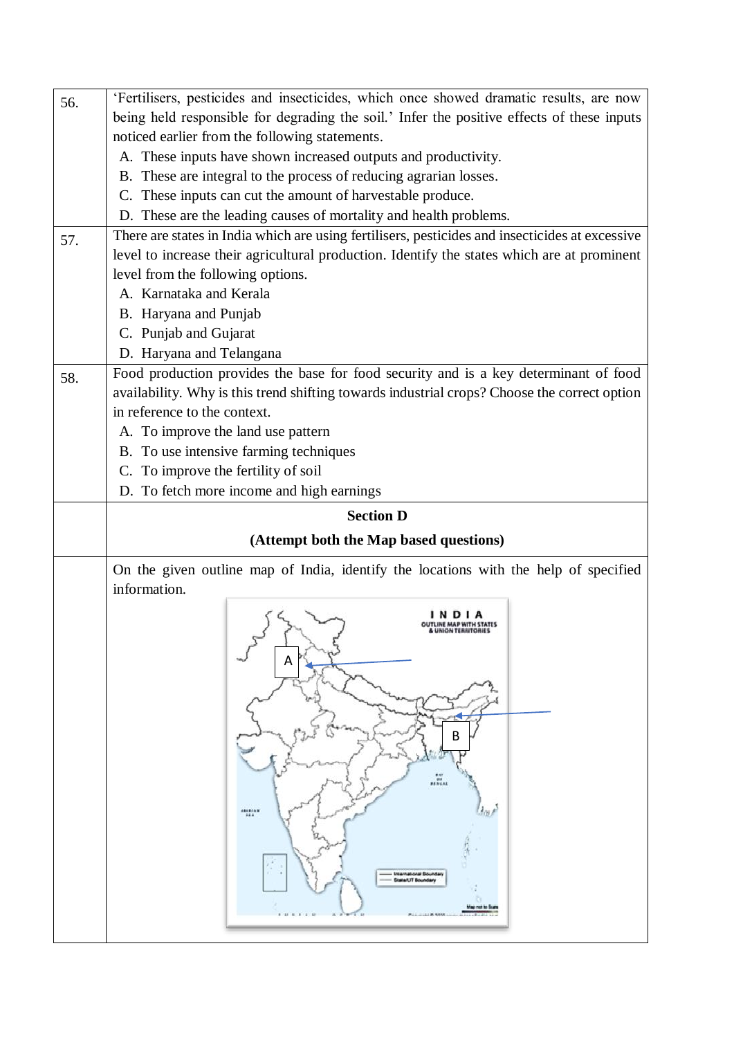56. 'Fertilisers, pesticides and insecticides, which once showed dramatic results, are now being held responsible for degrading the soil.' Infer the positive effects of these inputs noticed earlier from the following statements.

A. These inputs have shown increased outputs and productivity.
B. These are integral to the process of reducing agrarian losses.
C. These inputs can cut the amount of harvestable produce.
D. These are the leading causes of mortality and health problems.

57. There are states in India which are using fertilisers, pesticides and insecticides at excessive level to increase their agricultural production. Identify the states which are at prominent level from the following options.

A. Karnataka and Kerala
B. Haryana and Punjab
C. Punjab and Gujarat
D. Haryana and Telangana

58. Food production provides the base for food security and is a key determinant of food availability. Why is this trend shifting towards industrial crops? Choose the correct option in reference to the context.

A. To improve the land use pattern
B. To use intensive farming techniques
C. To improve the fertility of soil
D. To fetch more income and high earnings

## Section D

**(Attempt both the Map based questions)**

On the given outline map of India, identify the locations with the help of specified information.

INDIA
OUTLINE MAP WITH STATES & UNION TERRITORIES

A

B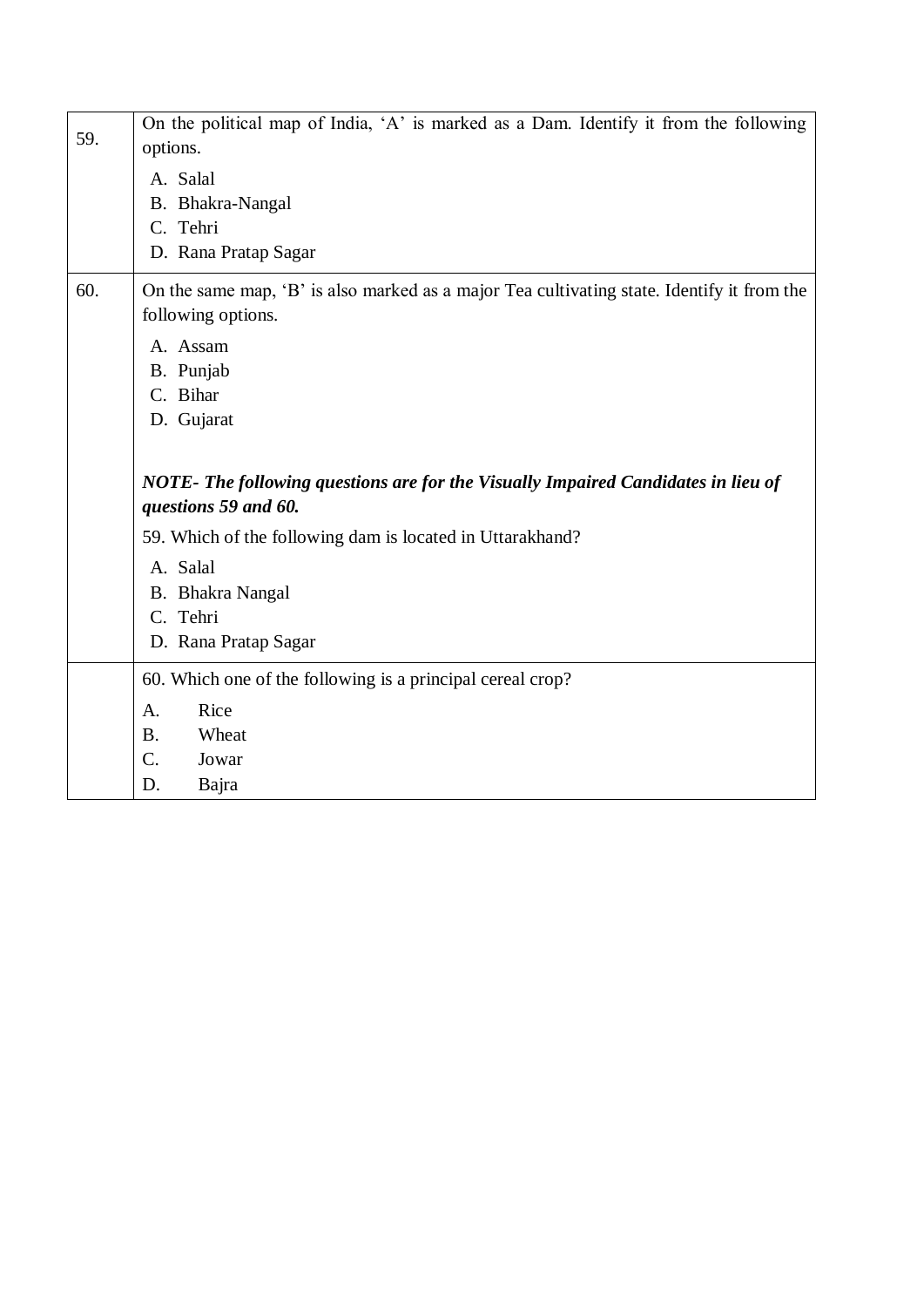| | |
|---|---|
| 59. | On the political map of India, ‘A’ is marked as a Dam. Identify it from the following options.<br>A. Salal<br>B. Bhakra-Nangal<br>C. Tehri<br>D. Rana Pratap Sagar |
| 60. | On the same map, ‘B’ is also marked as a major Tea cultivating state. Identify it from the following options.<br>A. Assam<br>B. Punjab<br>C. Bihar<br>D. Gujarat<br><br>***NOTE- The following questions are for the Visually Impaired Candidates in lieu of questions 59 and 60.***<br>59. Which of the following dam is located in Uttarakhand?<br>A. Salal<br>B. Bhakra Nangal<br>C. Tehri<br>D. Rana Pratap Sagar |
| | 60. Which one of the following is a principal cereal crop?<br>A. Rice<br>B. Wheat<br>C. Jowar<br>D. Bajra |